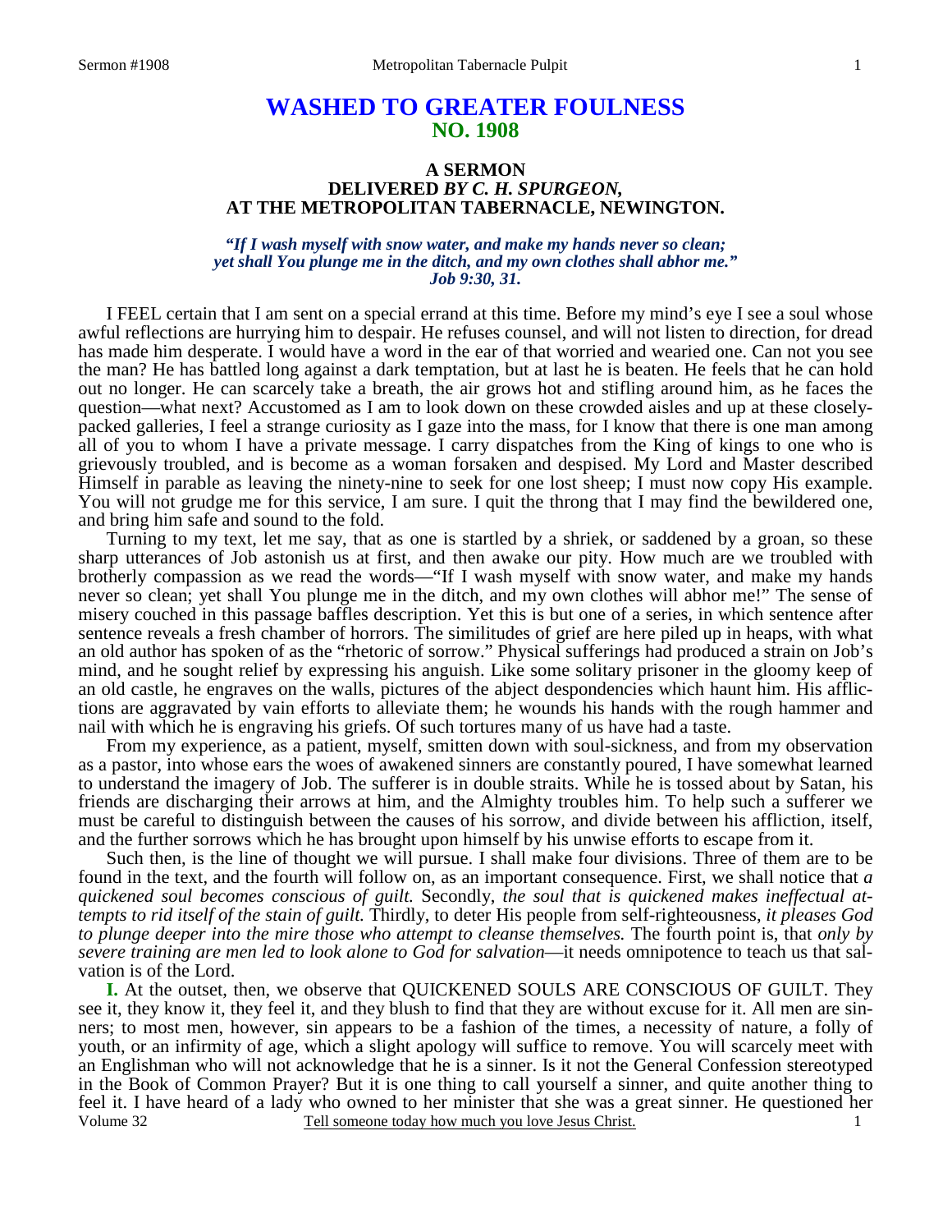# WASHED TO GREATER FOULNESS
## NO. 1908

### A SERMON
### DELIVERED *BY C. H. SPURGEON,*
### AT THE METROPOLITAN TABERNACLE, NEWINGTON.

*"If I wash myself with snow water, and make my hands never so clean; yet shall You plunge me in the ditch, and my own clothes shall abhor me." Job 9:30, 31.*

I FEEL certain that I am sent on a special errand at this time. Before my mind's eye I see a soul whose awful reflections are hurrying him to despair. He refuses counsel, and will not listen to direction, for dread has made him desperate. I would have a word in the ear of that worried and wearied one. Can not you see the man? He has battled long against a dark temptation, but at last he is beaten. He feels that he can hold out no longer. He can scarcely take a breath, the air grows hot and stifling around him, as he faces the question—what next? Accustomed as I am to look down on these crowded aisles and up at these closely-packed galleries, I feel a strange curiosity as I gaze into the mass, for I know that there is one man among all of you to whom I have a private message. I carry dispatches from the King of kings to one who is grievously troubled, and is become as a woman forsaken and despised. My Lord and Master described Himself in parable as leaving the ninety-nine to seek for one lost sheep; I must now copy His example. You will not grudge me for this service, I am sure. I quit the throng that I may find the bewildered one, and bring him safe and sound to the fold.

Turning to my text, let me say, that as one is startled by a shriek, or saddened by a groan, so these sharp utterances of Job astonish us at first, and then awake our pity. How much are we troubled with brotherly compassion as we read the words—"If I wash myself with snow water, and make my hands never so clean; yet shall You plunge me in the ditch, and my own clothes will abhor me!" The sense of misery couched in this passage baffles description. Yet this is but one of a series, in which sentence after sentence reveals a fresh chamber of horrors. The similitudes of grief are here piled up in heaps, with what an old author has spoken of as the "rhetoric of sorrow." Physical sufferings had produced a strain on Job's mind, and he sought relief by expressing his anguish. Like some solitary prisoner in the gloomy keep of an old castle, he engraves on the walls, pictures of the abject despondencies which haunt him. His afflictions are aggravated by vain efforts to alleviate them; he wounds his hands with the rough hammer and nail with which he is engraving his griefs. Of such tortures many of us have had a taste.

From my experience, as a patient, myself, smitten down with soul-sickness, and from my observation as a pastor, into whose ears the woes of awakened sinners are constantly poured, I have somewhat learned to understand the imagery of Job. The sufferer is in double straits. While he is tossed about by Satan, his friends are discharging their arrows at him, and the Almighty troubles him. To help such a sufferer we must be careful to distinguish between the causes of his sorrow, and divide between his affliction, itself, and the further sorrows which he has brought upon himself by his unwise efforts to escape from it.

Such then, is the line of thought we will pursue. I shall make four divisions. Three of them are to be found in the text, and the fourth will follow on, as an important consequence. First, we shall notice that *a quickened soul becomes conscious of guilt.* Secondly, *the soul that is quickened makes ineffectual attempts to rid itself of the stain of guilt.* Thirdly, to deter His people from self-righteousness, *it pleases God to plunge deeper into the mire those who attempt to cleanse themselves.* The fourth point is, that *only by severe training are men led to look alone to God for salvation*—it needs omnipotence to teach us that salvation is of the Lord.

**I.** At the outset, then, we observe that QUICKENED SOULS ARE CONSCIOUS OF GUILT. They see it, they know it, they feel it, and they blush to find that they are without excuse for it. All men are sinners; to most men, however, sin appears to be a fashion of the times, a necessity of nature, a folly of youth, or an infirmity of age, which a slight apology will suffice to remove. You will scarcely meet with an Englishman who will not acknowledge that he is a sinner. Is it not the General Confession stereotyped in the Book of Common Prayer? But it is one thing to call yourself a sinner, and quite another thing to feel it. I have heard of a lady who owned to her minister that she was a great sinner. He questioned her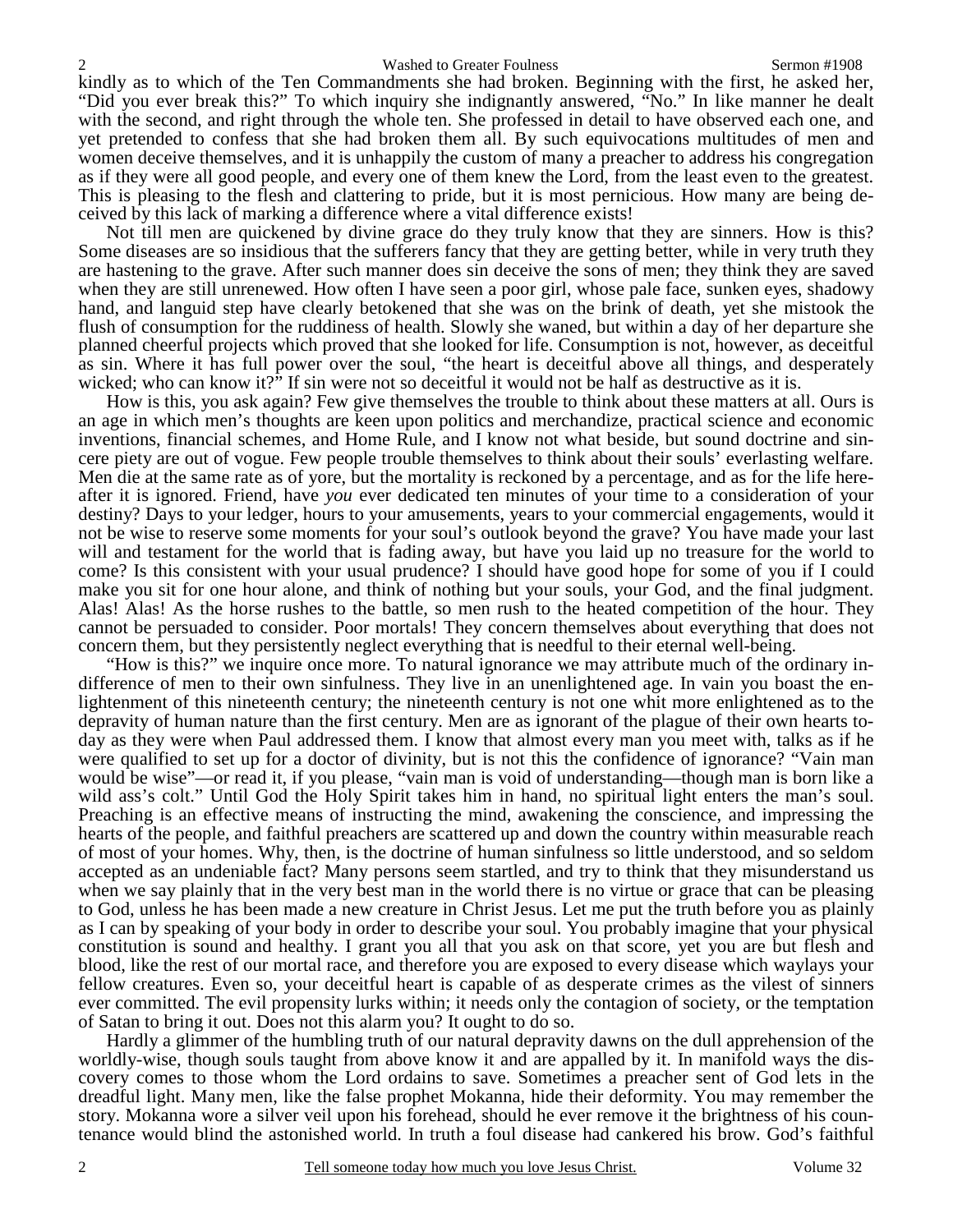kindly as to which of the Ten Commandments she had broken. Beginning with the first, he asked her, "Did you ever break this?" To which inquiry she indignantly answered, "No." In like manner he dealt with the second, and right through the whole ten. She professed in detail to have observed each one, and yet pretended to confess that she had broken them all. By such equivocations multitudes of men and women deceive themselves, and it is unhappily the custom of many a preacher to address his congregation as if they were all good people, and every one of them knew the Lord, from the least even to the greatest. This is pleasing to the flesh and clattering to pride, but it is most pernicious. How many are being deceived by this lack of marking a difference where a vital difference exists!

Not till men are quickened by divine grace do they truly know that they are sinners. How is this? Some diseases are so insidious that the sufferers fancy that they are getting better, while in very truth they are hastening to the grave. After such manner does sin deceive the sons of men; they think they are saved when they are still unrenewed. How often I have seen a poor girl, whose pale face, sunken eyes, shadowy hand, and languid step have clearly betokened that she was on the brink of death, yet she mistook the flush of consumption for the ruddiness of health. Slowly she waned, but within a day of her departure she planned cheerful projects which proved that she looked for life. Consumption is not, however, as deceitful as sin. Where it has full power over the soul, "the heart is deceitful above all things, and desperately wicked; who can know it?" If sin were not so deceitful it would not be half as destructive as it is.

How is this, you ask again? Few give themselves the trouble to think about these matters at all. Ours is an age in which men's thoughts are keen upon politics and merchandize, practical science and economic inventions, financial schemes, and Home Rule, and I know not what beside, but sound doctrine and sincere piety are out of vogue. Few people trouble themselves to think about their souls' everlasting welfare. Men die at the same rate as of yore, but the mortality is reckoned by a percentage, and as for the life hereafter it is ignored. Friend, have *you* ever dedicated ten minutes of your time to a consideration of your destiny? Days to your ledger, hours to your amusements, years to your commercial engagements, would it not be wise to reserve some moments for your soul's outlook beyond the grave? You have made your last will and testament for the world that is fading away, but have you laid up no treasure for the world to come? Is this consistent with your usual prudence? I should have good hope for some of you if I could make you sit for one hour alone, and think of nothing but your souls, your God, and the final judgment. Alas! Alas! As the horse rushes to the battle, so men rush to the heated competition of the hour. They cannot be persuaded to consider. Poor mortals! They concern themselves about everything that does not concern them, but they persistently neglect everything that is needful to their eternal well-being.

"How is this?" we inquire once more. To natural ignorance we may attribute much of the ordinary indifference of men to their own sinfulness. They live in an unenlightened age. In vain you boast the enlightenment of this nineteenth century; the nineteenth century is not one whit more enlightened as to the depravity of human nature than the first century. Men are as ignorant of the plague of their own hearts today as they were when Paul addressed them. I know that almost every man you meet with, talks as if he were qualified to set up for a doctor of divinity, but is not this the confidence of ignorance? "Vain man would be wise"—or read it, if you please, "vain man is void of understanding—though man is born like a wild ass's colt." Until God the Holy Spirit takes him in hand, no spiritual light enters the man's soul. Preaching is an effective means of instructing the mind, awakening the conscience, and impressing the hearts of the people, and faithful preachers are scattered up and down the country within measurable reach of most of your homes. Why, then, is the doctrine of human sinfulness so little understood, and so seldom accepted as an undeniable fact? Many persons seem startled, and try to think that they misunderstand us when we say plainly that in the very best man in the world there is no virtue or grace that can be pleasing to God, unless he has been made a new creature in Christ Jesus. Let me put the truth before you as plainly as I can by speaking of your body in order to describe your soul. You probably imagine that your physical constitution is sound and healthy. I grant you all that you ask on that score, yet you are but flesh and blood, like the rest of our mortal race, and therefore you are exposed to every disease which waylays your fellow creatures. Even so, your deceitful heart is capable of as desperate crimes as the vilest of sinners ever committed. The evil propensity lurks within; it needs only the contagion of society, or the temptation of Satan to bring it out. Does not this alarm you? It ought to do so.

Hardly a glimmer of the humbling truth of our natural depravity dawns on the dull apprehension of the worldly-wise, though souls taught from above know it and are appalled by it. In manifold ways the discovery comes to those whom the Lord ordains to save. Sometimes a preacher sent of God lets in the dreadful light. Many men, like the false prophet Mokanna, hide their deformity. You may remember the story. Mokanna wore a silver veil upon his forehead, should he ever remove it the brightness of his countenance would blind the astonished world. In truth a foul disease had cankered his brow. God's faithful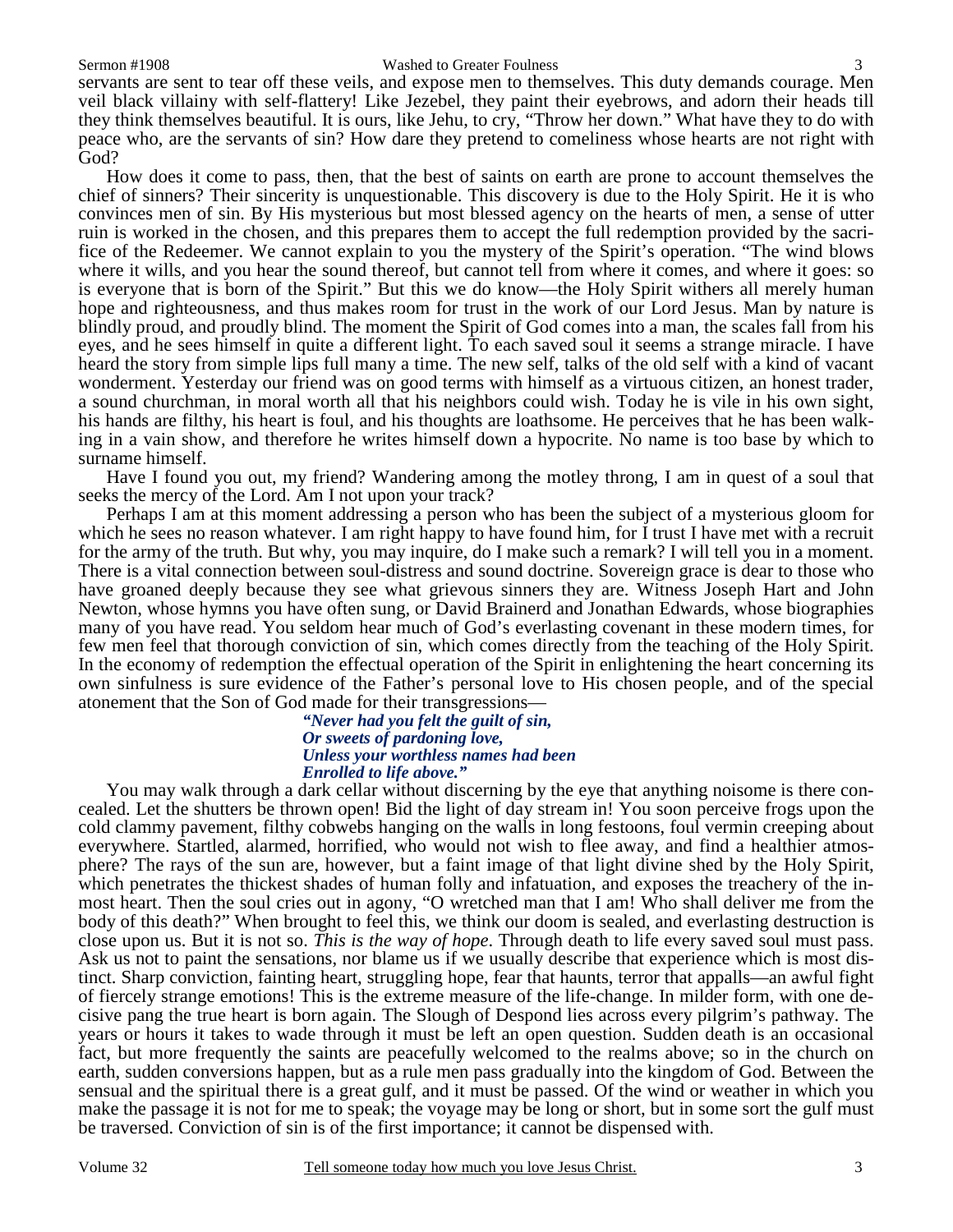servants are sent to tear off these veils, and expose men to themselves. This duty demands courage. Men veil black villainy with self-flattery! Like Jezebel, they paint their eyebrows, and adorn their heads till they think themselves beautiful. It is ours, like Jehu, to cry, "Throw her down." What have they to do with peace who, are the servants of sin? How dare they pretend to comeliness whose hearts are not right with God?

How does it come to pass, then, that the best of saints on earth are prone to account themselves the chief of sinners? Their sincerity is unquestionable. This discovery is due to the Holy Spirit. He it is who convinces men of sin. By His mysterious but most blessed agency on the hearts of men, a sense of utter ruin is worked in the chosen, and this prepares them to accept the full redemption provided by the sacrifice of the Redeemer. We cannot explain to you the mystery of the Spirit's operation. "The wind blows where it wills, and you hear the sound thereof, but cannot tell from where it comes, and where it goes: so is everyone that is born of the Spirit." But this we do know—the Holy Spirit withers all merely human hope and righteousness, and thus makes room for trust in the work of our Lord Jesus. Man by nature is blindly proud, and proudly blind. The moment the Spirit of God comes into a man, the scales fall from his eyes, and he sees himself in quite a different light. To each saved soul it seems a strange miracle. I have heard the story from simple lips full many a time. The new self, talks of the old self with a kind of vacant wonderment. Yesterday our friend was on good terms with himself as a virtuous citizen, an honest trader, a sound churchman, in moral worth all that his neighbors could wish. Today he is vile in his own sight, his hands are filthy, his heart is foul, and his thoughts are loathsome. He perceives that he has been walking in a vain show, and therefore he writes himself down a hypocrite. No name is too base by which to surname himself.

Have I found you out, my friend? Wandering among the motley throng, I am in quest of a soul that seeks the mercy of the Lord. Am I not upon your track?

Perhaps I am at this moment addressing a person who has been the subject of a mysterious gloom for which he sees no reason whatever. I am right happy to have found him, for I trust I have met with a recruit for the army of the truth. But why, you may inquire, do I make such a remark? I will tell you in a moment. There is a vital connection between soul-distress and sound doctrine. Sovereign grace is dear to those who have groaned deeply because they see what grievous sinners they are. Witness Joseph Hart and John Newton, whose hymns you have often sung, or David Brainerd and Jonathan Edwards, whose biographies many of you have read. You seldom hear much of God's everlasting covenant in these modern times, for few men feel that thorough conviction of sin, which comes directly from the teaching of the Holy Spirit. In the economy of redemption the effectual operation of the Spirit in enlightening the heart concerning its own sinfulness is sure evidence of the Father's personal love to His chosen people, and of the special atonement that the Son of God made for their transgressions—

> ***"Never had you felt the guilt of sin,***
> ***Or sweets of pardoning love,***
> ***Unless your worthless names had been***
> ***Enrolled to life above."***

You may walk through a dark cellar without discerning by the eye that anything noisome is there concealed. Let the shutters be thrown open! Bid the light of day stream in! You soon perceive frogs upon the cold clammy pavement, filthy cobwebs hanging on the walls in long festoons, foul vermin creeping about everywhere. Startled, alarmed, horrified, who would not wish to flee away, and find a healthier atmosphere? The rays of the sun are, however, but a faint image of that light divine shed by the Holy Spirit, which penetrates the thickest shades of human folly and infatuation, and exposes the treachery of the inmost heart. Then the soul cries out in agony, "O wretched man that I am! Who shall deliver me from the body of this death?" When brought to feel this, we think our doom is sealed, and everlasting destruction is close upon us. But it is not so. *This is the way of hope*. Through death to life every saved soul must pass. Ask us not to paint the sensations, nor blame us if we usually describe that experience which is most distinct. Sharp conviction, fainting heart, struggling hope, fear that haunts, terror that appalls—an awful fight of fiercely strange emotions! This is the extreme measure of the life-change. In milder form, with one decisive pang the true heart is born again. The Slough of Despond lies across every pilgrim's pathway. The years or hours it takes to wade through it must be left an open question. Sudden death is an occasional fact, but more frequently the saints are peacefully welcomed to the realms above; so in the church on earth, sudden conversions happen, but as a rule men pass gradually into the kingdom of God. Between the sensual and the spiritual there is a great gulf, and it must be passed. Of the wind or weather in which you make the passage it is not for me to speak; the voyage may be long or short, but in some sort the gulf must be traversed. Conviction of sin is of the first importance; it cannot be dispensed with.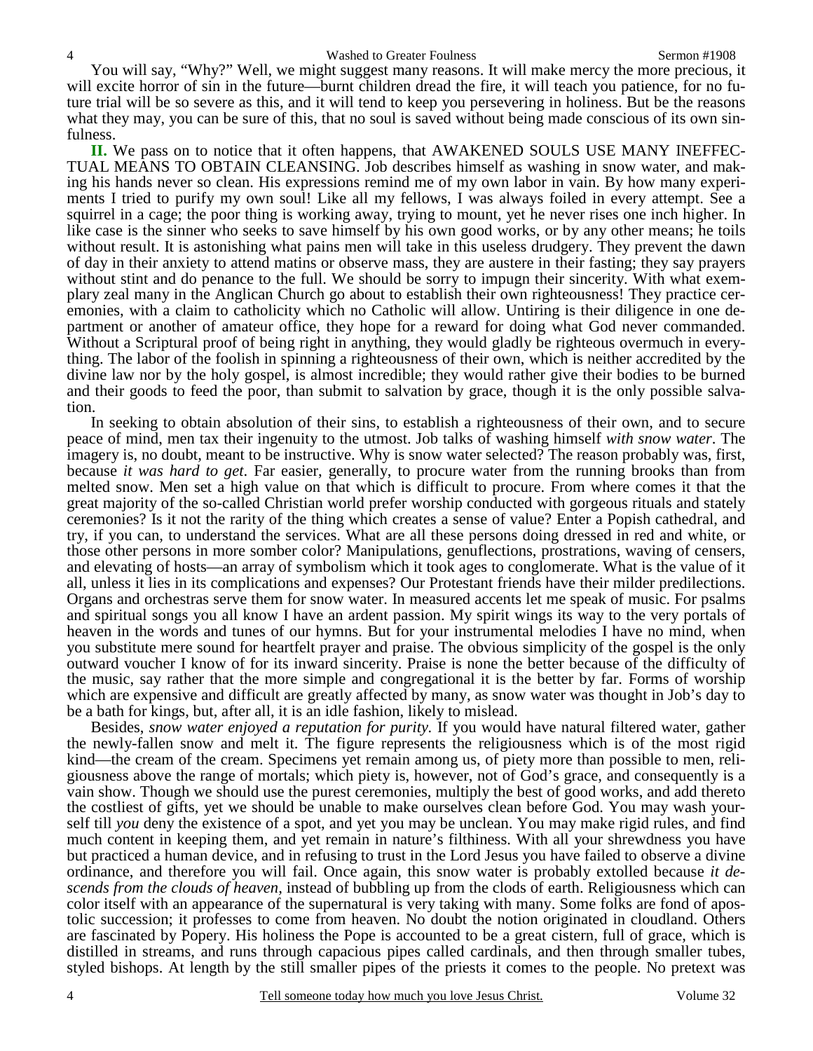You will say, "Why?" Well, we might suggest many reasons. It will make mercy the more precious, it will excite horror of sin in the future—burnt children dread the fire, it will teach you patience, for no future trial will be so severe as this, and it will tend to keep you persevering in holiness. But be the reasons what they may, you can be sure of this, that no soul is saved without being made conscious of its own sinfulness.

**II.** We pass on to notice that it often happens, that AWAKENED SOULS USE MANY INEFFECTUAL MEANS TO OBTAIN CLEANSING. Job describes himself as washing in snow water, and making his hands never so clean. His expressions remind me of my own labor in vain. By how many experiments I tried to purify my own soul! Like all my fellows, I was always foiled in every attempt. See a squirrel in a cage; the poor thing is working away, trying to mount, yet he never rises one inch higher. In like case is the sinner who seeks to save himself by his own good works, or by any other means; he toils without result. It is astonishing what pains men will take in this useless drudgery. They prevent the dawn of day in their anxiety to attend matins or observe mass, they are austere in their fasting; they say prayers without stint and do penance to the full. We should be sorry to impugn their sincerity. With what exemplary zeal many in the Anglican Church go about to establish their own righteousness! They practice ceremonies, with a claim to catholicity which no Catholic will allow. Untiring is their diligence in one department or another of amateur office, they hope for a reward for doing what God never commanded. Without a Scriptural proof of being right in anything, they would gladly be righteous overmuch in everything. The labor of the foolish in spinning a righteousness of their own, which is neither accredited by the divine law nor by the holy gospel, is almost incredible; they would rather give their bodies to be burned and their goods to feed the poor, than submit to salvation by grace, though it is the only possible salvation.

In seeking to obtain absolution of their sins, to establish a righteousness of their own, and to secure peace of mind, men tax their ingenuity to the utmost. Job talks of washing himself *with snow water*. The imagery is, no doubt, meant to be instructive. Why is snow water selected? The reason probably was, first, because *it was hard to get*. Far easier, generally, to procure water from the running brooks than from melted snow. Men set a high value on that which is difficult to procure. From where comes it that the great majority of the so-called Christian world prefer worship conducted with gorgeous rituals and stately ceremonies? Is it not the rarity of the thing which creates a sense of value? Enter a Popish cathedral, and try, if you can, to understand the services. What are all these persons doing dressed in red and white, or those other persons in more somber color? Manipulations, genuflections, prostrations, waving of censers, and elevating of hosts—an array of symbolism which it took ages to conglomerate. What is the value of it all, unless it lies in its complications and expenses? Our Protestant friends have their milder predilections. Organs and orchestras serve them for snow water. In measured accents let me speak of music. For psalms and spiritual songs you all know I have an ardent passion. My spirit wings its way to the very portals of heaven in the words and tunes of our hymns. But for your instrumental melodies I have no mind, when you substitute mere sound for heartfelt prayer and praise. The obvious simplicity of the gospel is the only outward voucher I know of for its inward sincerity. Praise is none the better because of the difficulty of the music, say rather that the more simple and congregational it is the better by far. Forms of worship which are expensive and difficult are greatly affected by many, as snow water was thought in Job's day to be a bath for kings, but, after all, it is an idle fashion, likely to mislead.

Besides, *snow water enjoyed a reputation for purity.* If you would have natural filtered water, gather the newly-fallen snow and melt it. The figure represents the religiousness which is of the most rigid kind—the cream of the cream. Specimens yet remain among us, of piety more than possible to men, religiousness above the range of mortals; which piety is, however, not of God's grace, and consequently is a vain show. Though we should use the purest ceremonies, multiply the best of good works, and add thereto the costliest of gifts, yet we should be unable to make ourselves clean before God. You may wash yourself till *you* deny the existence of a spot, and yet you may be unclean. You may make rigid rules, and find much content in keeping them, and yet remain in nature's filthiness. With all your shrewdness you have but practiced a human device, and in refusing to trust in the Lord Jesus you have failed to observe a divine ordinance, and therefore you will fail. Once again, this snow water is probably extolled because *it descends from the clouds of heaven*, instead of bubbling up from the clods of earth. Religiousness which can color itself with an appearance of the supernatural is very taking with many. Some folks are fond of apostolic succession; it professes to come from heaven. No doubt the notion originated in cloudland. Others are fascinated by Popery. His holiness the Pope is accounted to be a great cistern, full of grace, which is distilled in streams, and runs through capacious pipes called cardinals, and then through smaller tubes, styled bishops. At length by the still smaller pipes of the priests it comes to the people. No pretext was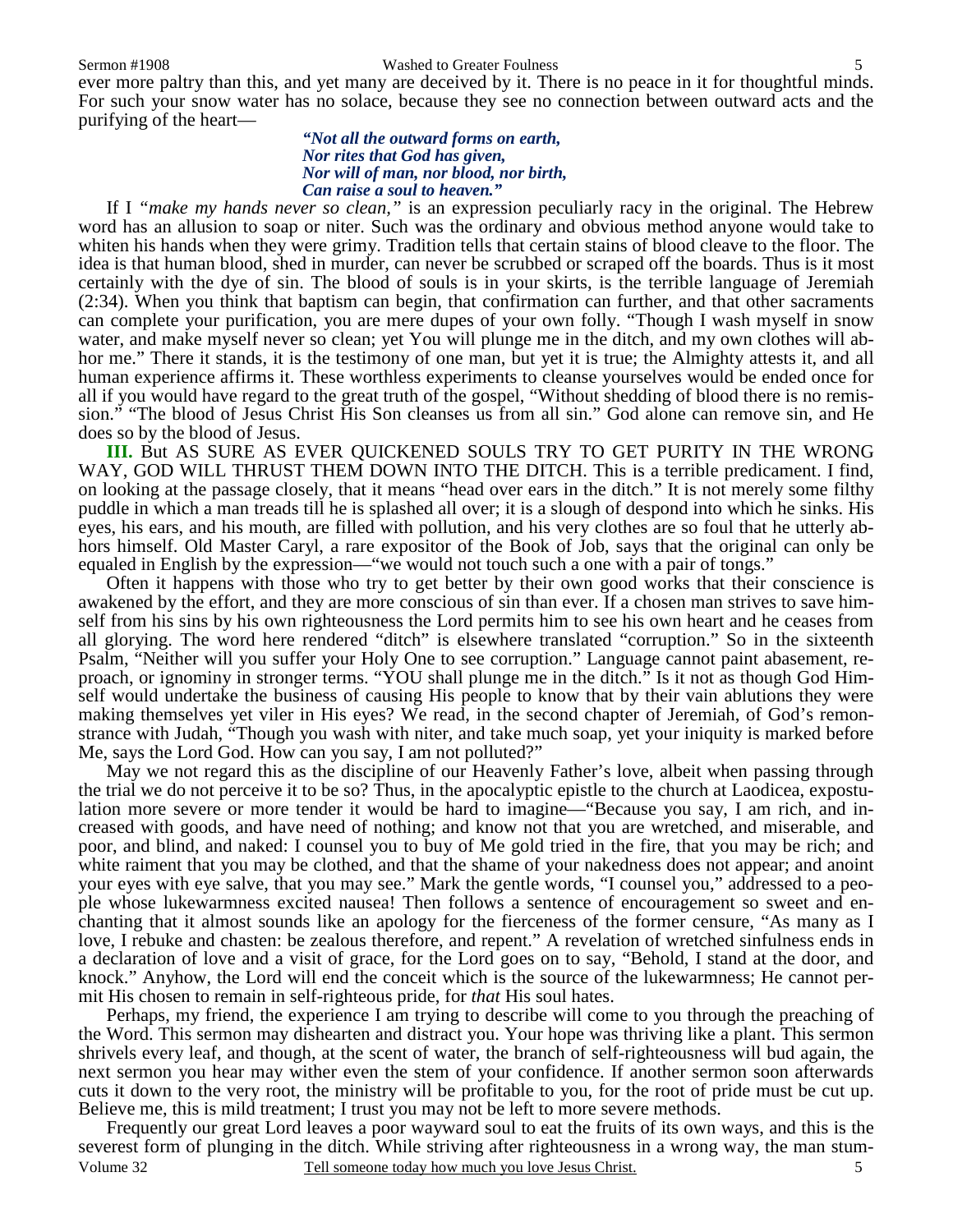ever more paltry than this, and yet many are deceived by it. There is no peace in it for thoughtful minds. For such your snow water has no solace, because they see no connection between outward acts and the purifying of the heart—

> *"Not all the outward forms on earth,*
> *Nor rites that God has given,*
> *Nor will of man, nor blood, nor birth,*
> *Can raise a soul to heaven."*

If I *"make my hands never so clean,"* is an expression peculiarly racy in the original. The Hebrew word has an allusion to soap or niter. Such was the ordinary and obvious method anyone would take to whiten his hands when they were grimy. Tradition tells that certain stains of blood cleave to the floor. The idea is that human blood, shed in murder, can never be scrubbed or scraped off the boards. Thus is it most certainly with the dye of sin. The blood of souls is in your skirts, is the terrible language of Jeremiah (2:34). When you think that baptism can begin, that confirmation can further, and that other sacraments can complete your purification, you are mere dupes of your own folly. "Though I wash myself in snow water, and make myself never so clean; yet You will plunge me in the ditch, and my own clothes will abhor me." There it stands, it is the testimony of one man, but yet it is true; the Almighty attests it, and all human experience affirms it. These worthless experiments to cleanse yourselves would be ended once for all if you would have regard to the great truth of the gospel, "Without shedding of blood there is no remission." "The blood of Jesus Christ His Son cleanses us from all sin." God alone can remove sin, and He does so by the blood of Jesus.

**III.** But AS SURE AS EVER QUICKENED SOULS TRY TO GET PURITY IN THE WRONG WAY, GOD WILL THRUST THEM DOWN INTO THE DITCH. This is a terrible predicament. I find, on looking at the passage closely, that it means "head over ears in the ditch." It is not merely some filthy puddle in which a man treads till he is splashed all over; it is a slough of despond into which he sinks. His eyes, his ears, and his mouth, are filled with pollution, and his very clothes are so foul that he utterly abhors himself. Old Master Caryl, a rare expositor of the Book of Job, says that the original can only be equaled in English by the expression—"we would not touch such a one with a pair of tongs."

Often it happens with those who try to get better by their own good works that their conscience is awakened by the effort, and they are more conscious of sin than ever. If a chosen man strives to save himself from his sins by his own righteousness the Lord permits him to see his own heart and he ceases from all glorying. The word here rendered "ditch" is elsewhere translated "corruption." So in the sixteenth Psalm, "Neither will you suffer your Holy One to see corruption." Language cannot paint abasement, reproach, or ignominy in stronger terms. "YOU shall plunge me in the ditch." Is it not as though God Himself would undertake the business of causing His people to know that by their vain ablutions they were making themselves yet viler in His eyes? We read, in the second chapter of Jeremiah, of God's remonstrance with Judah, "Though you wash with niter, and take much soap, yet your iniquity is marked before Me, says the Lord God. How can you say, I am not polluted?"

May we not regard this as the discipline of our Heavenly Father's love, albeit when passing through the trial we do not perceive it to be so? Thus, in the apocalyptic epistle to the church at Laodicea, expostulation more severe or more tender it would be hard to imagine—"Because you say, I am rich, and increased with goods, and have need of nothing; and know not that you are wretched, and miserable, and poor, and blind, and naked: I counsel you to buy of Me gold tried in the fire, that you may be rich; and white raiment that you may be clothed, and that the shame of your nakedness does not appear; and anoint your eyes with eye salve, that you may see." Mark the gentle words, "I counsel you," addressed to a people whose lukewarmness excited nausea! Then follows a sentence of encouragement so sweet and enchanting that it almost sounds like an apology for the fierceness of the former censure, "As many as I love, I rebuke and chasten: be zealous therefore, and repent." A revelation of wretched sinfulness ends in a declaration of love and a visit of grace, for the Lord goes on to say, "Behold, I stand at the door, and knock." Anyhow, the Lord will end the conceit which is the source of the lukewarmness; He cannot permit His chosen to remain in self-righteous pride, for *that* His soul hates.

Perhaps, my friend, the experience I am trying to describe will come to you through the preaching of the Word. This sermon may dishearten and distract you. Your hope was thriving like a plant. This sermon shrivels every leaf, and though, at the scent of water, the branch of self-righteousness will bud again, the next sermon you hear may wither even the stem of your confidence. If another sermon soon afterwards cuts it down to the very root, the ministry will be profitable to you, for the root of pride must be cut up. Believe me, this is mild treatment; I trust you may not be left to more severe methods.

Frequently our great Lord leaves a poor wayward soul to eat the fruits of its own ways, and this is the severest form of plunging in the ditch. While striving after righteousness in a wrong way, the man stum-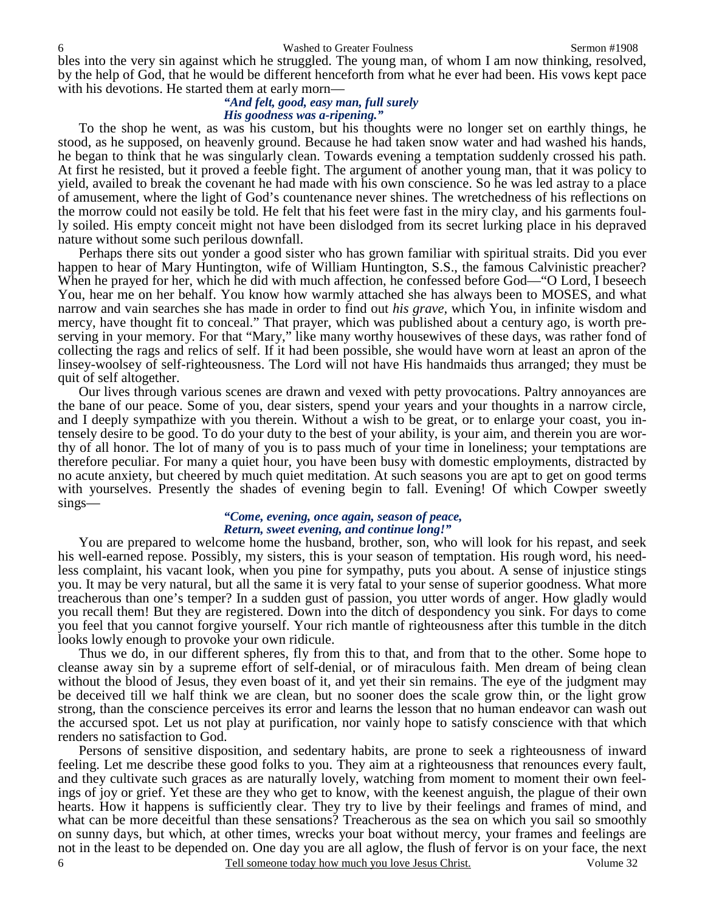bles into the very sin against which he struggled. The young man, of whom I am now thinking, resolved, by the help of God, that he would be different henceforth from what he ever had been. His vows kept pace with his devotions. He started them at early morn—

> ***"And felt, good, easy man, full surely***
> ***His goodness was a-ripening."***

To the shop he went, as was his custom, but his thoughts were no longer set on earthly things, he stood, as he supposed, on heavenly ground. Because he had taken snow water and had washed his hands, he began to think that he was singularly clean. Towards evening a temptation suddenly crossed his path. At first he resisted, but it proved a feeble fight. The argument of another young man, that it was policy to yield, availed to break the covenant he had made with his own conscience. So he was led astray to a place of amusement, where the light of God's countenance never shines. The wretchedness of his reflections on the morrow could not easily be told. He felt that his feet were fast in the miry clay, and his garments foully soiled. His empty conceit might not have been dislodged from its secret lurking place in his depraved nature without some such perilous downfall.

Perhaps there sits out yonder a good sister who has grown familiar with spiritual straits. Did you ever happen to hear of Mary Huntington, wife of William Huntington, S.S., the famous Calvinistic preacher? When he prayed for her, which he did with much affection, he confessed before God—"O Lord, I beseech You, hear me on her behalf. You know how warmly attached she has always been to MOSES, and what narrow and vain searches she has made in order to find out *his grave*, which You, in infinite wisdom and mercy, have thought fit to conceal." That prayer, which was published about a century ago, is worth preserving in your memory. For that "Mary," like many worthy housewives of these days, was rather fond of collecting the rags and relics of self. If it had been possible, she would have worn at least an apron of the linsey-woolsey of self-righteousness. The Lord will not have His handmaids thus arranged; they must be quit of self altogether.

Our lives through various scenes are drawn and vexed with petty provocations. Paltry annoyances are the bane of our peace. Some of you, dear sisters, spend your years and your thoughts in a narrow circle, and I deeply sympathize with you therein. Without a wish to be great, or to enlarge your coast, you intensely desire to be good. To do your duty to the best of your ability, is your aim, and therein you are worthy of all honor. The lot of many of you is to pass much of your time in loneliness; your temptations are therefore peculiar. For many a quiet hour, you have been busy with domestic employments, distracted by no acute anxiety, but cheered by much quiet meditation. At such seasons you are apt to get on good terms with yourselves. Presently the shades of evening begin to fall. Evening! Of which Cowper sweetly sings—

> ***"Come, evening, once again, season of peace,***
> ***Return, sweet evening, and continue long!"***

You are prepared to welcome home the husband, brother, son, who will look for his repast, and seek his well-earned repose. Possibly, my sisters, this is your season of temptation. His rough word, his needless complaint, his vacant look, when you pine for sympathy, puts you about. A sense of injustice stings you. It may be very natural, but all the same it is very fatal to your sense of superior goodness. What more treacherous than one's temper? In a sudden gust of passion, you utter words of anger. How gladly would you recall them! But they are registered. Down into the ditch of despondency you sink. For days to come you feel that you cannot forgive yourself. Your rich mantle of righteousness after this tumble in the ditch looks lowly enough to provoke your own ridicule.

Thus we do, in our different spheres, fly from this to that, and from that to the other. Some hope to cleanse away sin by a supreme effort of self-denial, or of miraculous faith. Men dream of being clean without the blood of Jesus, they even boast of it, and yet their sin remains. The eye of the judgment may be deceived till we half think we are clean, but no sooner does the scale grow thin, or the light grow strong, than the conscience perceives its error and learns the lesson that no human endeavor can wash out the accursed spot. Let us not play at purification, nor vainly hope to satisfy conscience with that which renders no satisfaction to God.

Persons of sensitive disposition, and sedentary habits, are prone to seek a righteousness of inward feeling. Let me describe these good folks to you. They aim at a righteousness that renounces every fault, and they cultivate such graces as are naturally lovely, watching from moment to moment their own feelings of joy or grief. Yet these are they who get to know, with the keenest anguish, the plague of their own hearts. How it happens is sufficiently clear. They try to live by their feelings and frames of mind, and what can be more deceitful than these sensations? Treacherous as the sea on which you sail so smoothly on sunny days, but which, at other times, wrecks your boat without mercy, your frames and feelings are not in the least to be depended on. One day you are all aglow, the flush of fervor is on your face, the next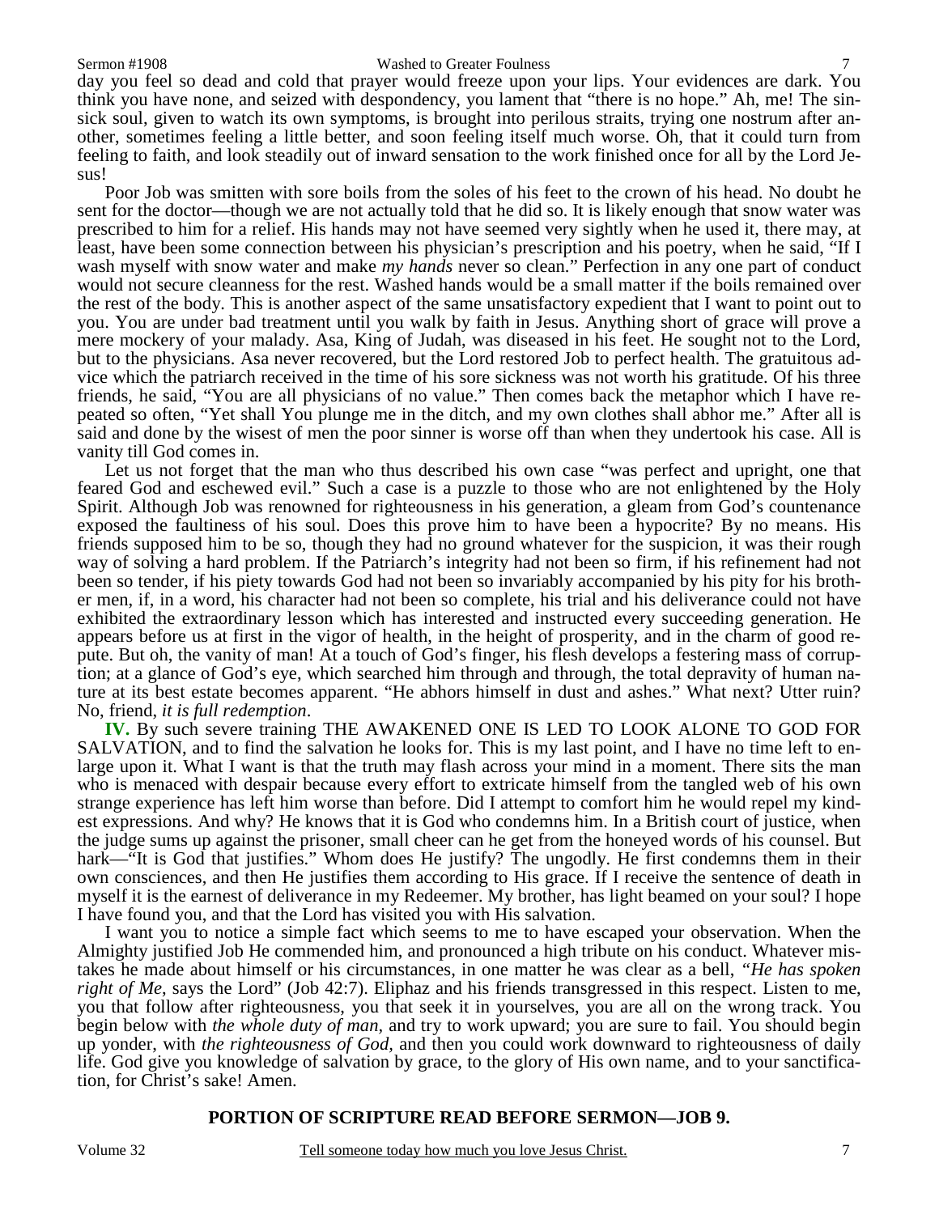day you feel so dead and cold that prayer would freeze upon your lips. Your evidences are dark. You think you have none, and seized with despondency, you lament that "there is no hope." Ah, me! The sin-sick soul, given to watch its own symptoms, is brought into perilous straits, trying one nostrum after another, sometimes feeling a little better, and soon feeling itself much worse. Oh, that it could turn from feeling to faith, and look steadily out of inward sensation to the work finished once for all by the Lord Jesus!

Poor Job was smitten with sore boils from the soles of his feet to the crown of his head. No doubt he sent for the doctor—though we are not actually told that he did so. It is likely enough that snow water was prescribed to him for a relief. His hands may not have seemed very sightly when he used it, there may, at least, have been some connection between his physician's prescription and his poetry, when he said, "If I wash myself with snow water and make *my hands* never so clean." Perfection in any one part of conduct would not secure cleanness for the rest. Washed hands would be a small matter if the boils remained over the rest of the body. This is another aspect of the same unsatisfactory expedient that I want to point out to you. You are under bad treatment until you walk by faith in Jesus. Anything short of grace will prove a mere mockery of your malady. Asa, King of Judah, was diseased in his feet. He sought not to the Lord, but to the physicians. Asa never recovered, but the Lord restored Job to perfect health. The gratuitous advice which the patriarch received in the time of his sore sickness was not worth his gratitude. Of his three friends, he said, "You are all physicians of no value." Then comes back the metaphor which I have repeated so often, "Yet shall You plunge me in the ditch, and my own clothes shall abhor me." After all is said and done by the wisest of men the poor sinner is worse off than when they undertook his case. All is vanity till God comes in.

Let us not forget that the man who thus described his own case "was perfect and upright, one that feared God and eschewed evil." Such a case is a puzzle to those who are not enlightened by the Holy Spirit. Although Job was renowned for righteousness in his generation, a gleam from God's countenance exposed the faultiness of his soul. Does this prove him to have been a hypocrite? By no means. His friends supposed him to be so, though they had no ground whatever for the suspicion, it was their rough way of solving a hard problem. If the Patriarch's integrity had not been so firm, if his refinement had not been so tender, if his piety towards God had not been so invariably accompanied by his pity for his brother men, if, in a word, his character had not been so complete, his trial and his deliverance could not have exhibited the extraordinary lesson which has interested and instructed every succeeding generation. He appears before us at first in the vigor of health, in the height of prosperity, and in the charm of good repute. But oh, the vanity of man! At a touch of God's finger, his flesh develops a festering mass of corruption; at a glance of God's eye, which searched him through and through, the total depravity of human nature at its best estate becomes apparent. "He abhors himself in dust and ashes." What next? Utter ruin? No, friend, *it is full redemption*.

**IV.** By such severe training THE AWAKENED ONE IS LED TO LOOK ALONE TO GOD FOR SALVATION, and to find the salvation he looks for. This is my last point, and I have no time left to enlarge upon it. What I want is that the truth may flash across your mind in a moment. There sits the man who is menaced with despair because every effort to extricate himself from the tangled web of his own strange experience has left him worse than before. Did I attempt to comfort him he would repel my kindest expressions. And why? He knows that it is God who condemns him. In a British court of justice, when the judge sums up against the prisoner, small cheer can he get from the honeyed words of his counsel. But hark—"It is God that justifies." Whom does He justify? The ungodly. He first condemns them in their own consciences, and then He justifies them according to His grace. If I receive the sentence of death in myself it is the earnest of deliverance in my Redeemer. My brother, has light beamed on your soul? I hope I have found you, and that the Lord has visited you with His salvation.

I want you to notice a simple fact which seems to me to have escaped your observation. When the Almighty justified Job He commended him, and pronounced a high tribute on his conduct. Whatever mistakes he made about himself or his circumstances, in one matter he was clear as a bell, *"He has spoken right of Me*, says the Lord" (Job 42:7). Eliphaz and his friends transgressed in this respect. Listen to me, you that follow after righteousness, you that seek it in yourselves, you are all on the wrong track. You begin below with *the whole duty of man,* and try to work upward; you are sure to fail. You should begin up yonder, with *the righteousness of God,* and then you could work downward to righteousness of daily life. God give you knowledge of salvation by grace, to the glory of His own name, and to your sanctification, for Christ's sake! Amen.

## PORTION OF SCRIPTURE READ BEFORE SERMON—JOB 9.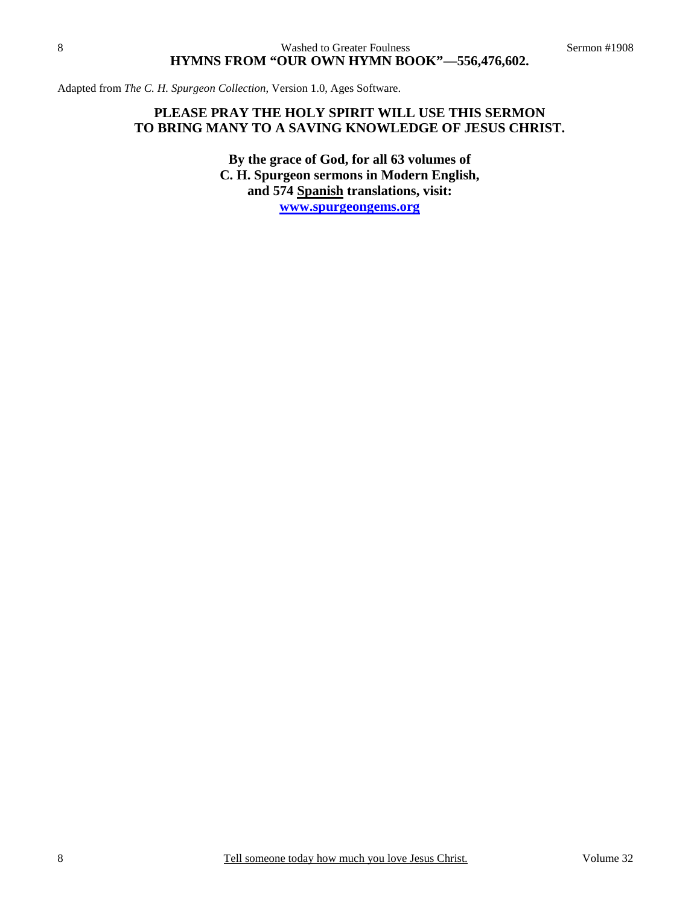**HYMNS FROM "OUR OWN HYMN BOOK"—556,476,602.**

Adapted from *The C. H. Spurgeon Collection*, Version 1.0, Ages Software.

**PLEASE PRAY THE HOLY SPIRIT WILL USE THIS SERMON TO BRING MANY TO A SAVING KNOWLEDGE OF JESUS CHRIST.**

**By the grace of God, for all 63 volumes of C. H. Spurgeon sermons in Modern English, and 574 Spanish translations, visit: www.spurgeongems.org**